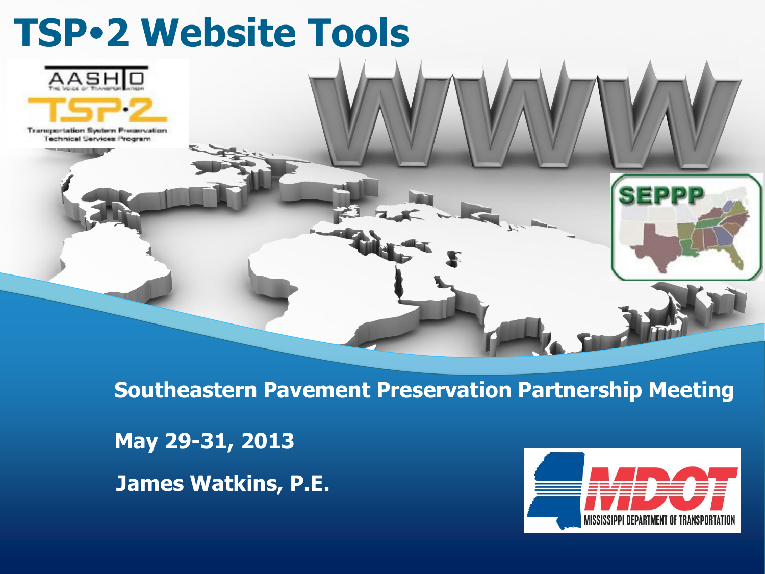# TSP•2 Website Tools

**Southeastern Pavement Preservation Partnership Meeting**

**May 29-31, 2013**

**James Watkins, P.E.**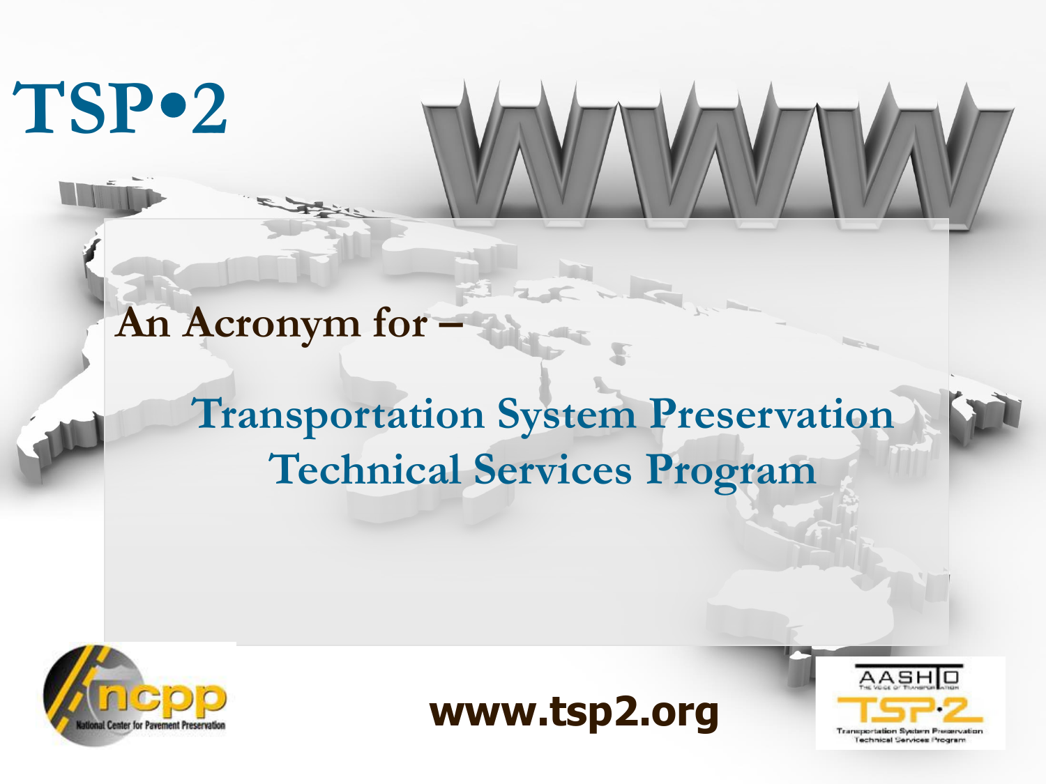# TSP•2

**An Acronym for –**

## Transportation System Preservation Technical Services Program

**www.tsp2.org**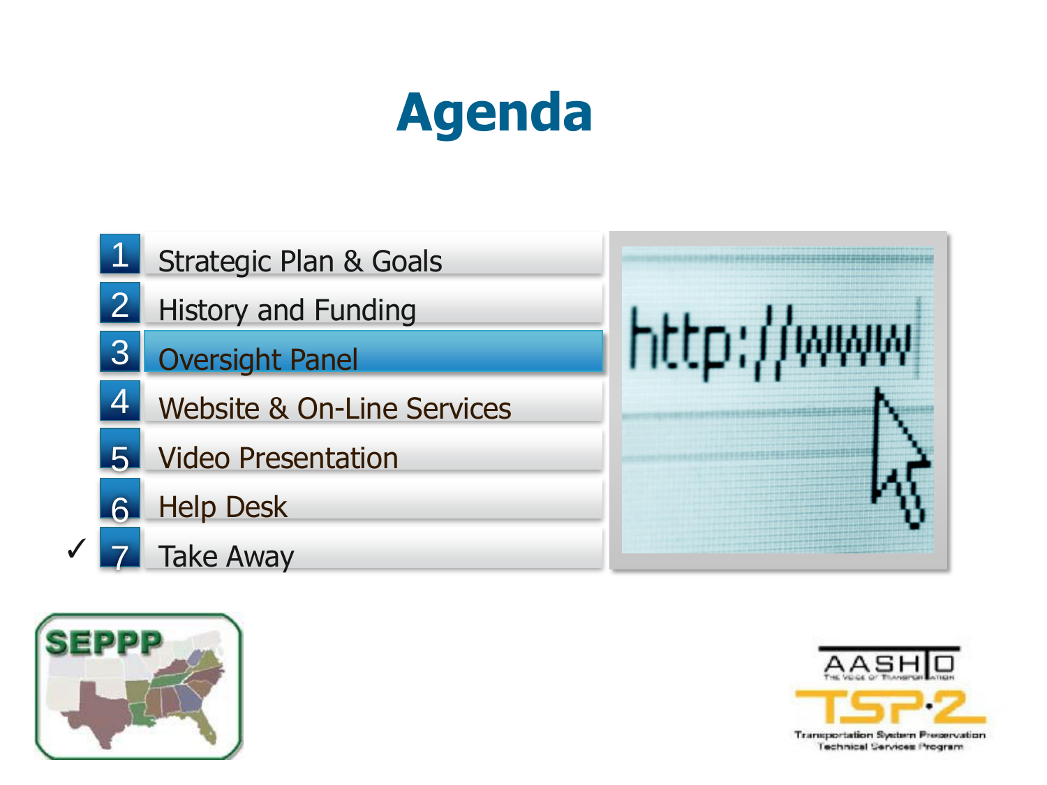# Agenda

1. Strategic Plan & Goals
2. History and Funding
3. Oversight Panel
4. Website & On-Line Services
5. Video Presentation
6. Help Desk
7. ✓ Take Away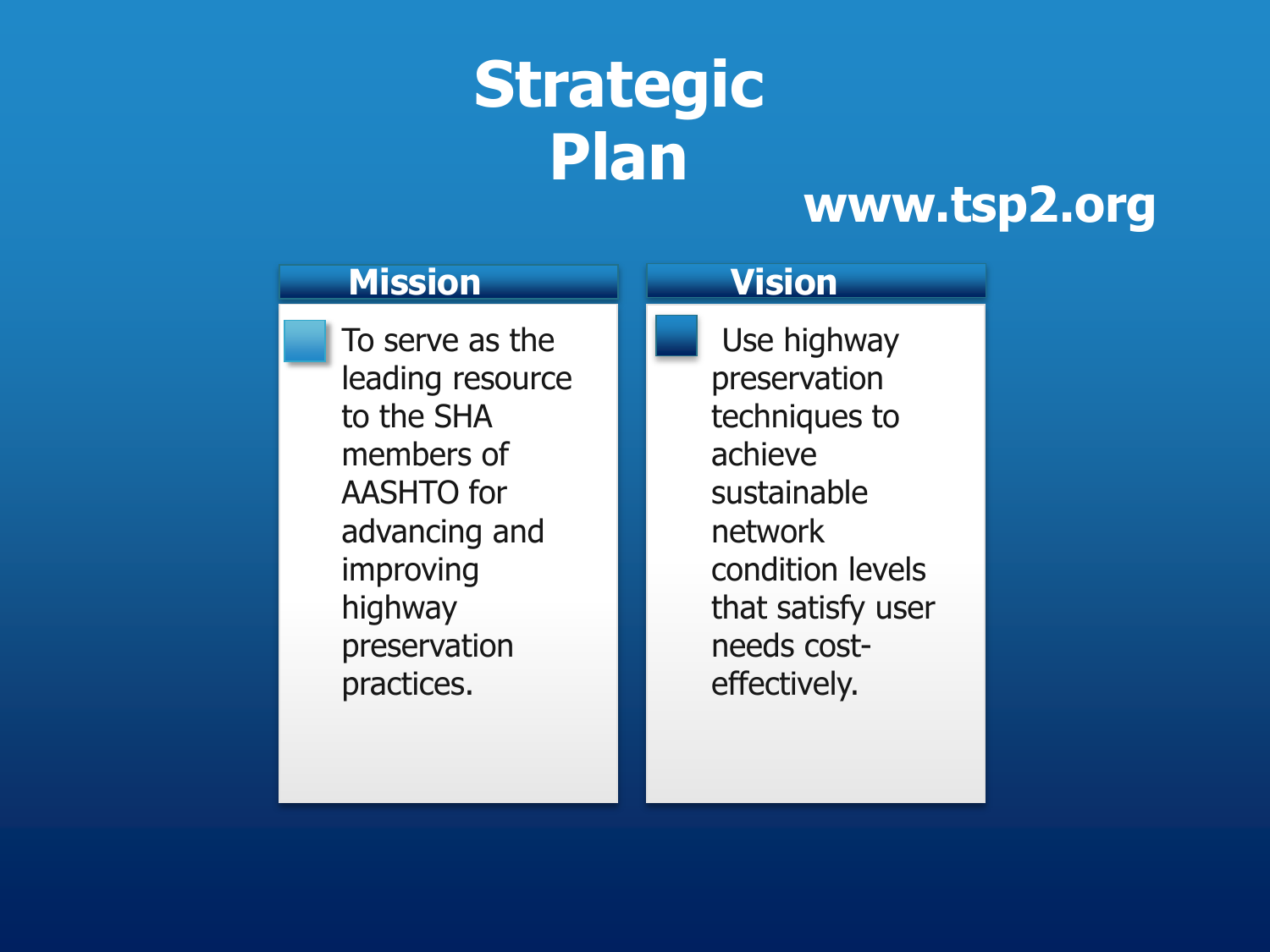# Strategic Plan

www.tsp2.org

## Mission

- To serve as the leading resource to the SHA members of AASHTO for advancing and improving highway preservation practices.

## Vision

- Use highway preservation techniques to achieve sustainable network condition levels that satisfy user needs cost-effectively.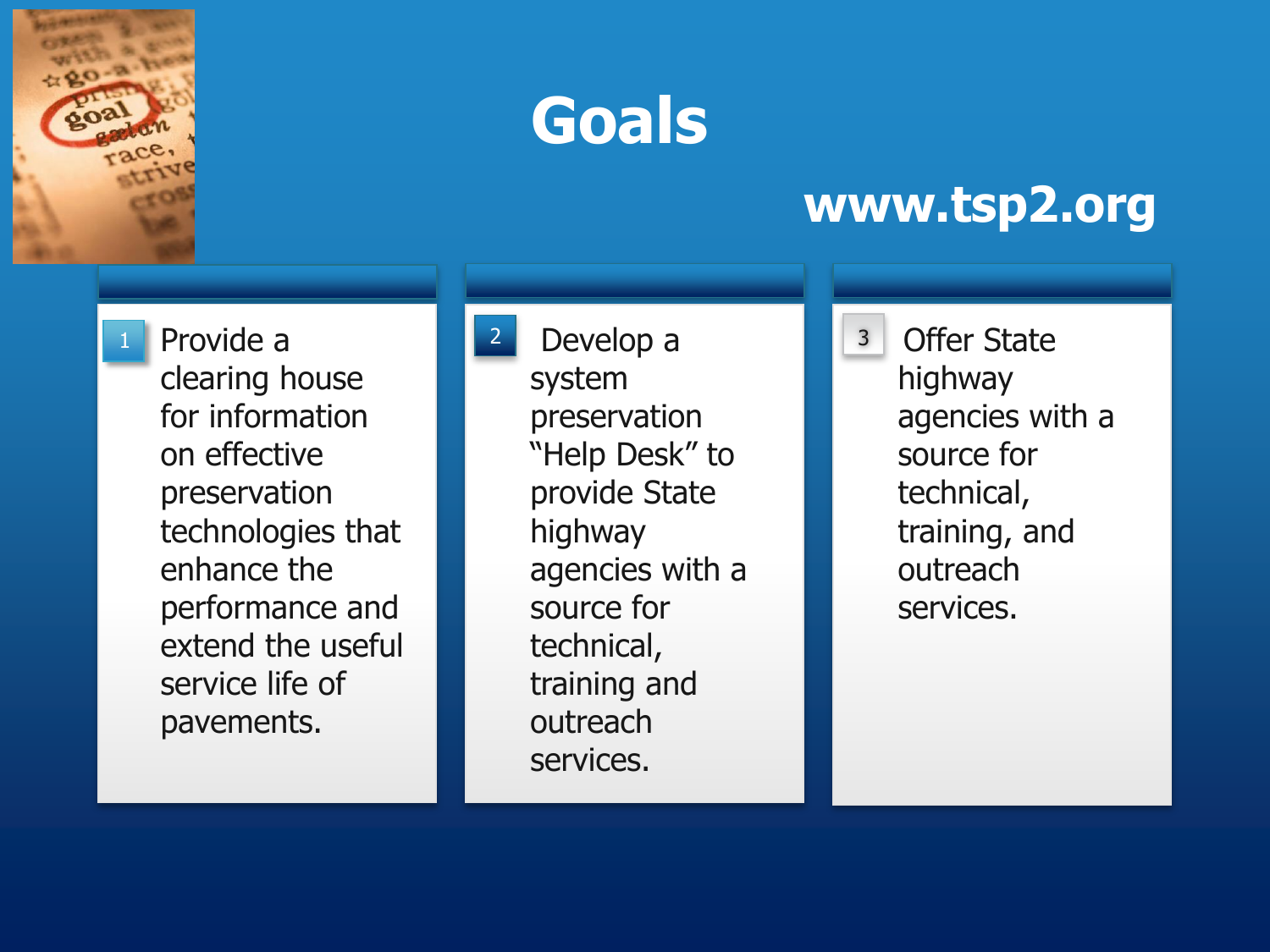# Goals

**www.tsp2.org**

1. Provide a clearing house for information on effective preservation technologies that enhance the performance and extend the useful service life of pavements.
2. Develop a system preservation "Help Desk" to provide State highway agencies with a source for technical, training and outreach services.
3. Offer State highway agencies with a source for technical, training, and outreach services.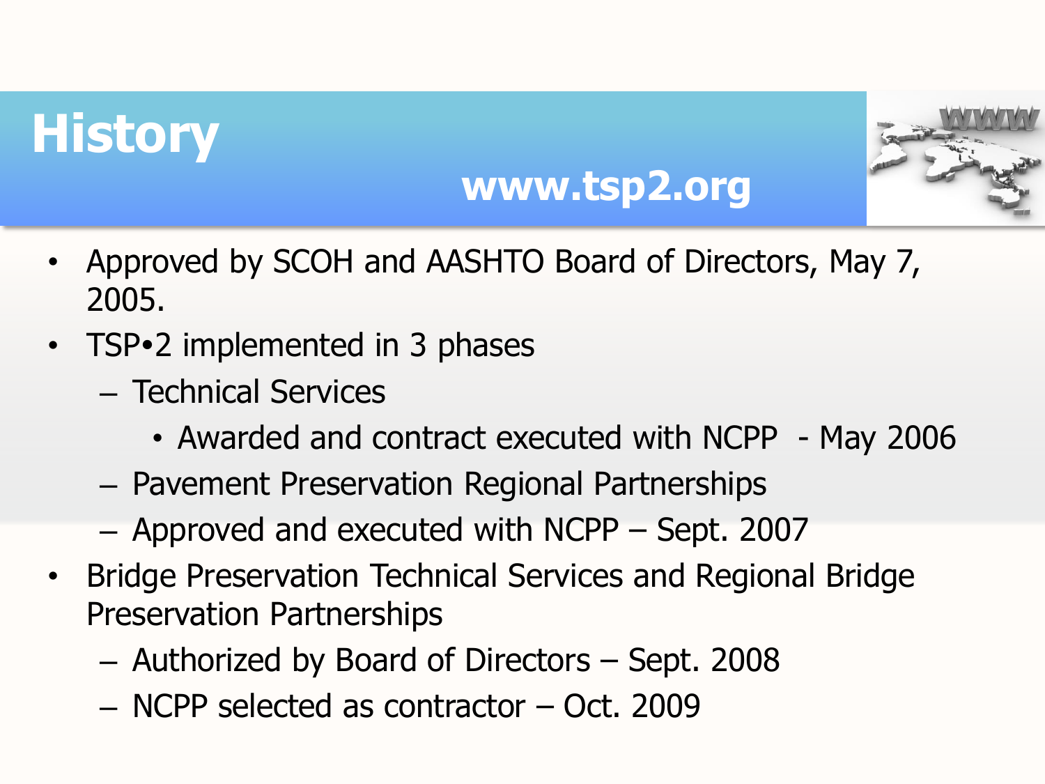# History

**www.tsp2.org**

- Approved by SCOH and AASHTO Board of Directors, May 7, 2005.
- TSP•2 implemented in 3 phases
  - Technical Services
    - Awarded and contract executed with NCPP - May 2006
  - Pavement Preservation Regional Partnerships
  - Approved and executed with NCPP – Sept. 2007
- Bridge Preservation Technical Services and Regional Bridge Preservation Partnerships
  - Authorized by Board of Directors – Sept. 2008
  - NCPP selected as contractor – Oct. 2009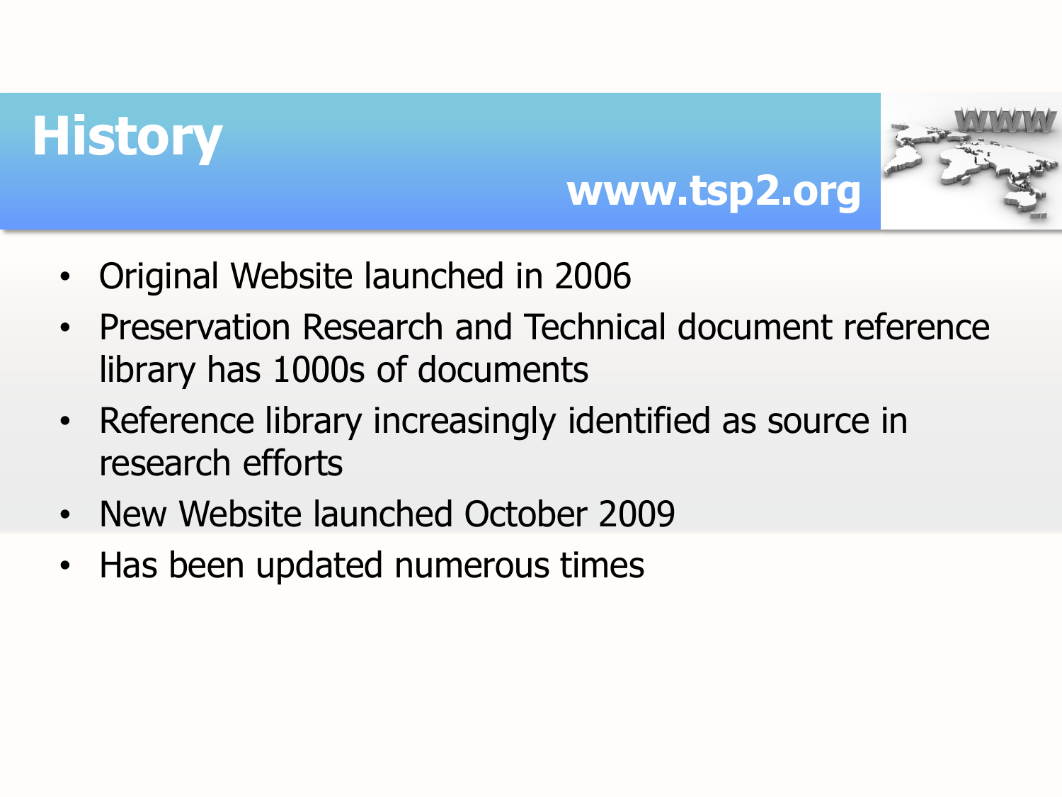# History

**www.tsp2.org**

- Original Website launched in 2006
- Preservation Research and Technical document reference library has 1000s of documents
- Reference library increasingly identified as source in research efforts
- New Website launched October 2009
- Has been updated numerous times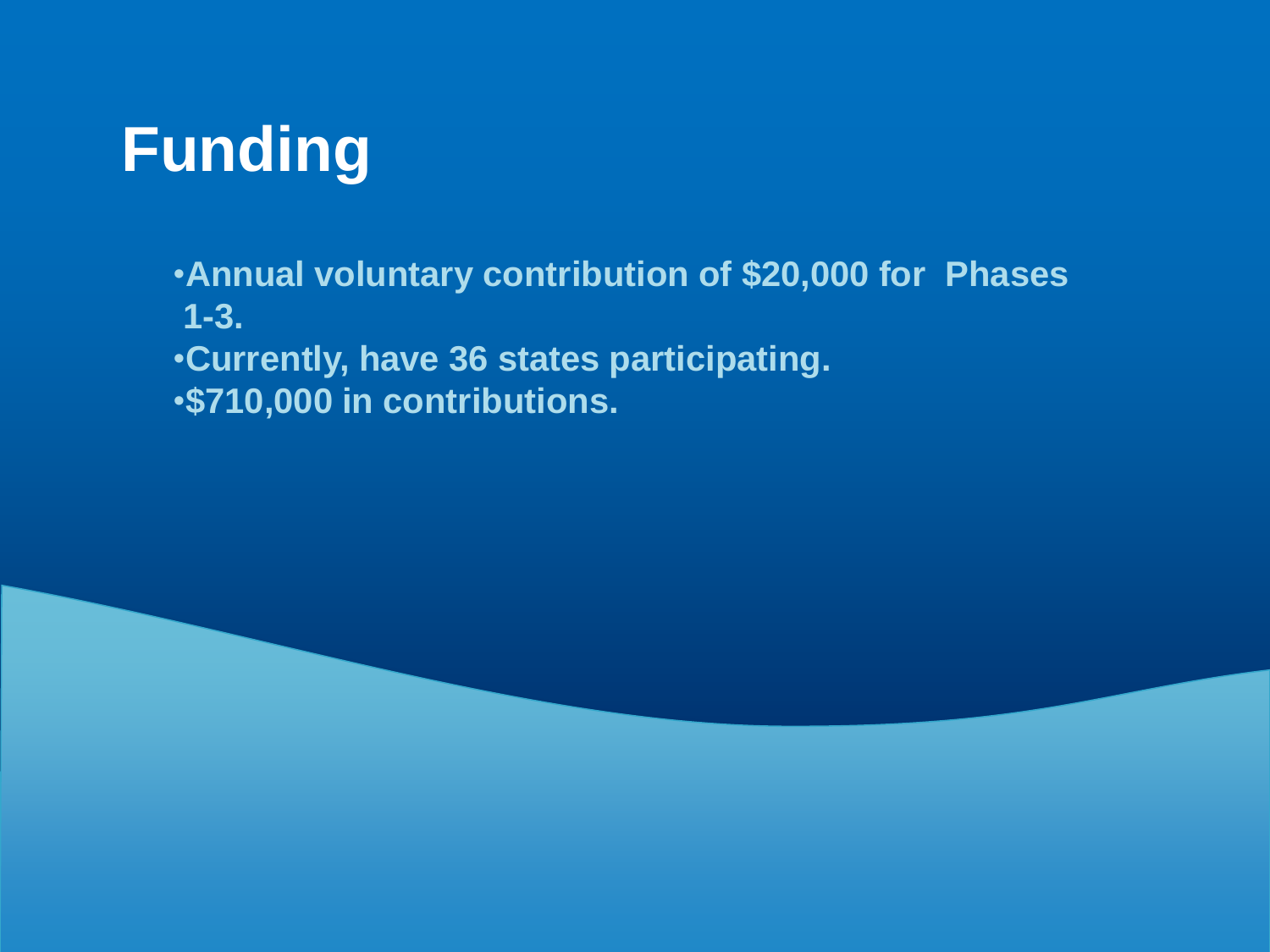# Funding

- Annual voluntary contribution of $20,000 for Phases 1-3.
- Currently, have 36 states participating.
- $710,000 in contributions.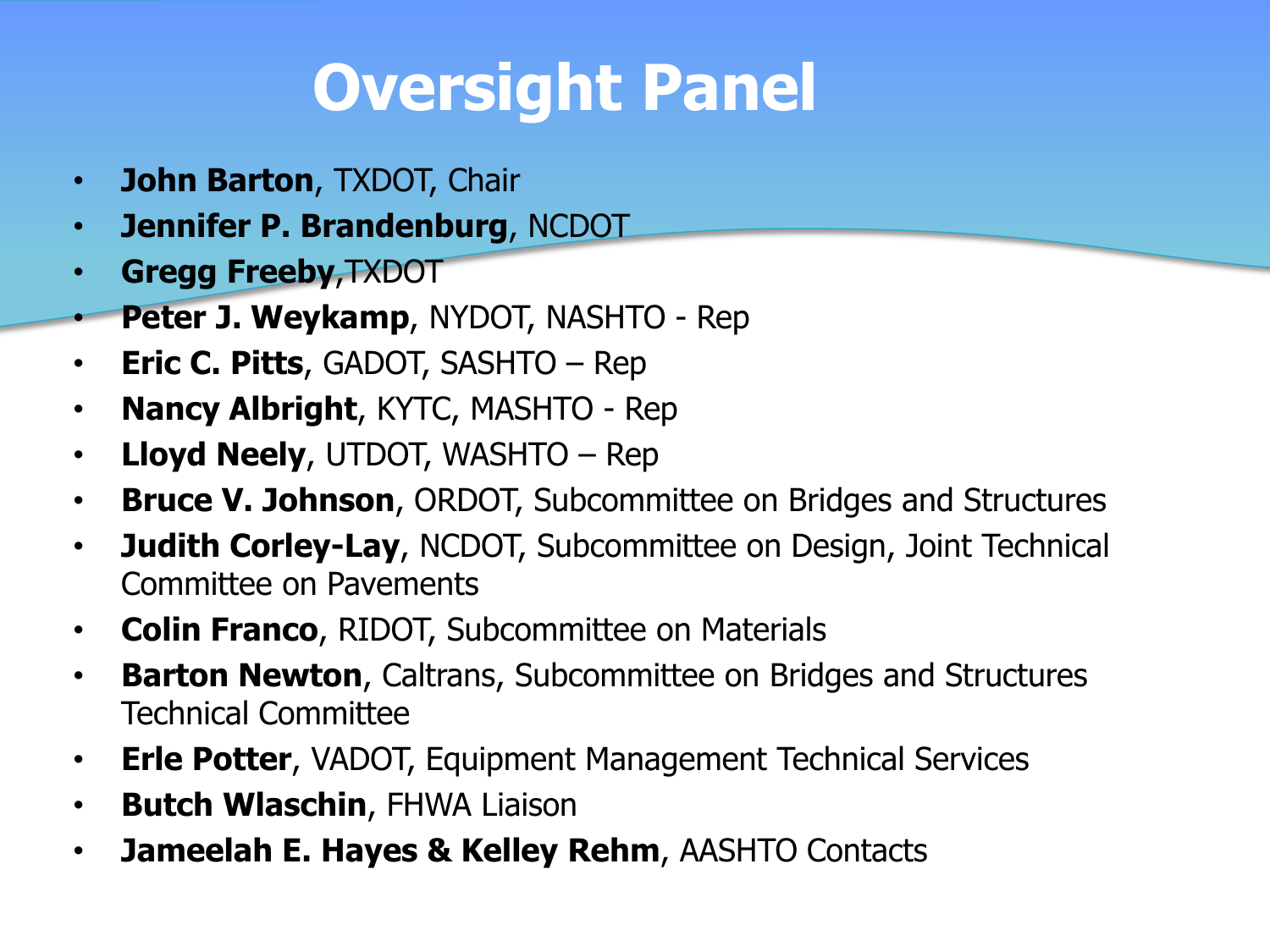# Oversight Panel

- **John Barton**, TXDOT, Chair
- **Jennifer P. Brandenburg**, NCDOT
- **Gregg Freeby**,TXDOT
- **Peter J. Weykamp**, NYDOT, NASHTO - Rep
- **Eric C. Pitts**, GADOT, SASHTO – Rep
- **Nancy Albright**, KYTC, MASHTO - Rep
- **Lloyd Neely**, UTDOT, WASHTO – Rep
- **Bruce V. Johnson**, ORDOT, Subcommittee on Bridges and Structures
- **Judith Corley-Lay**, NCDOT, Subcommittee on Design, Joint Technical Committee on Pavements
- **Colin Franco**, RIDOT, Subcommittee on Materials
- **Barton Newton**, Caltrans, Subcommittee on Bridges and Structures Technical Committee
- **Erle Potter**, VADOT, Equipment Management Technical Services
- **Butch Wlaschin**, FHWA Liaison
- **Jameelah E. Hayes & Kelley Rehm**, AASHTO Contacts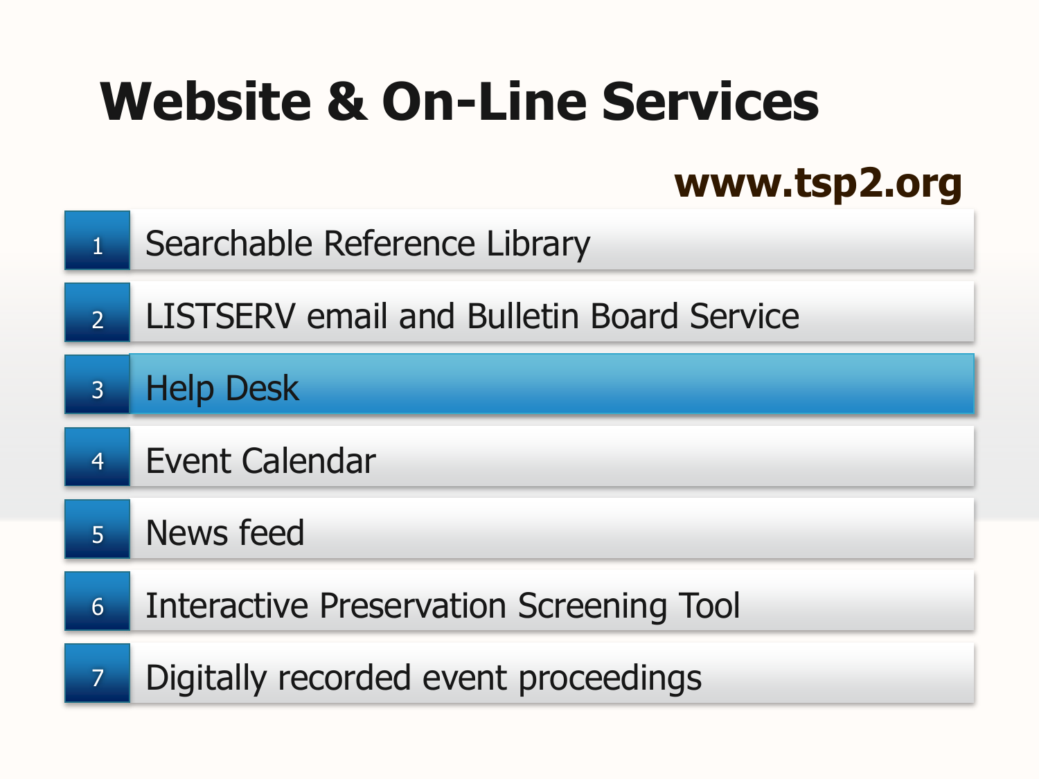# Website & On-Line Services

**www.tsp2.org**

1. Searchable Reference Library
2. LISTSERV email and Bulletin Board Service
3. Help Desk
4. Event Calendar
5. News feed
6. Interactive Preservation Screening Tool
7. Digitally recorded event proceedings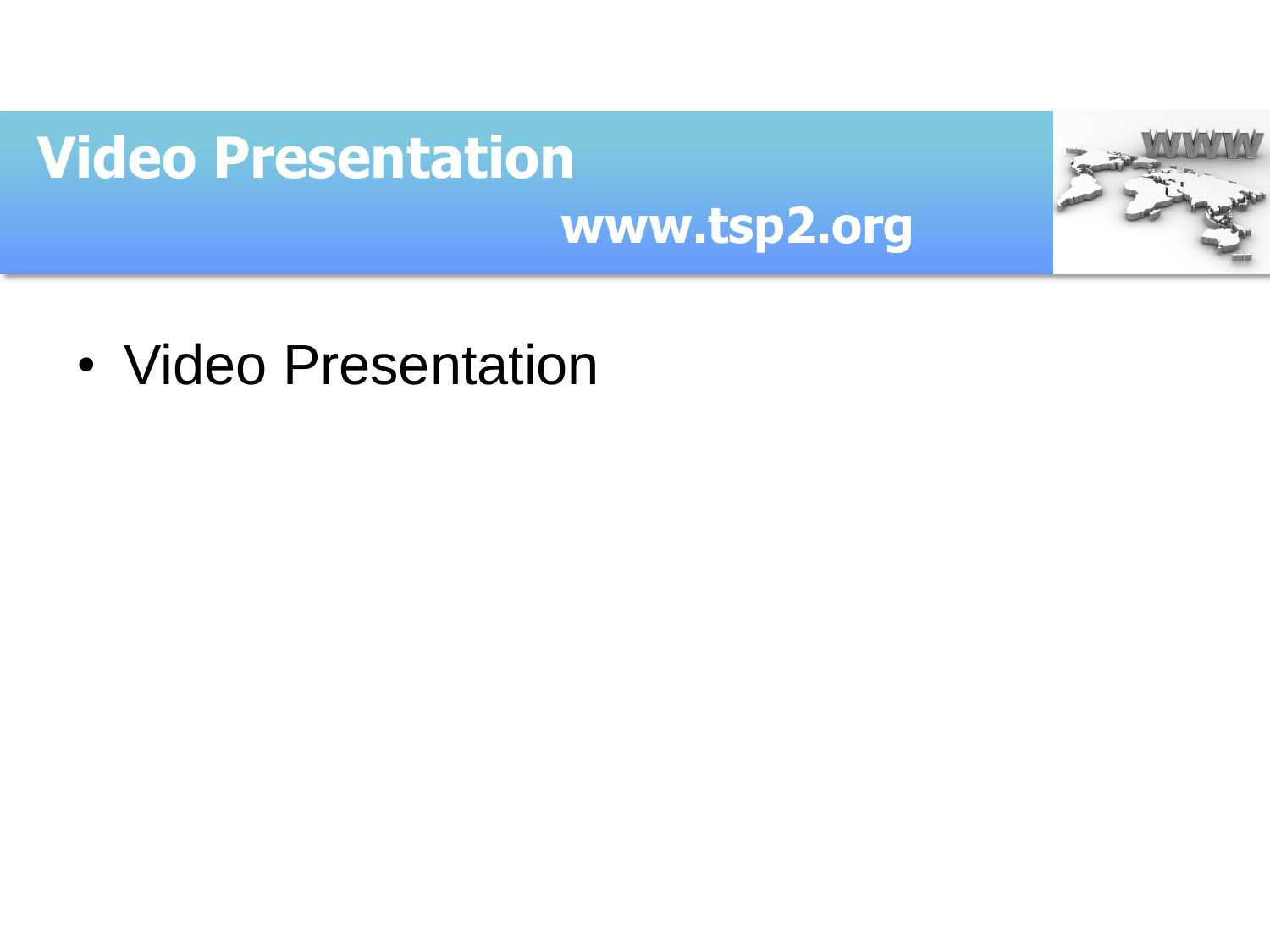# Video Presentation

**www.tsp2.org**

- Video Presentation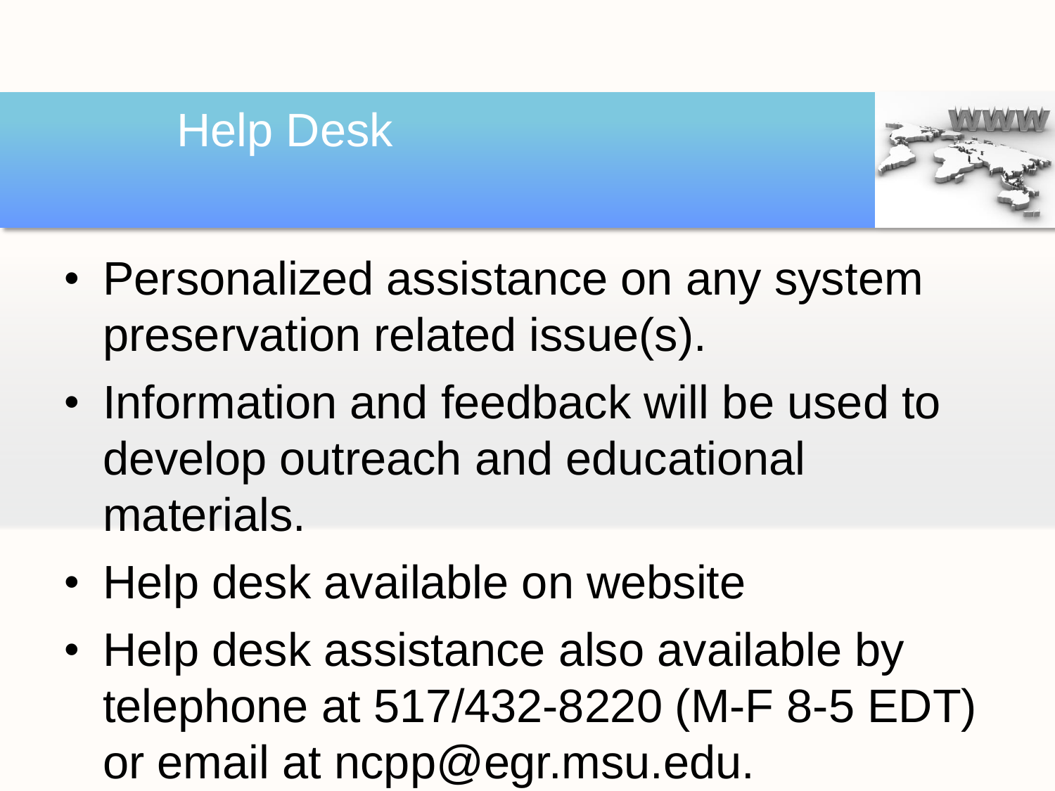# Help Desk

- Personalized assistance on any system preservation related issue(s).
- Information and feedback will be used to develop outreach and educational materials.
- Help desk available on website
- Help desk assistance also available by telephone at 517/432-8220 (M-F 8-5 EDT) or email at ncpp@egr.msu.edu.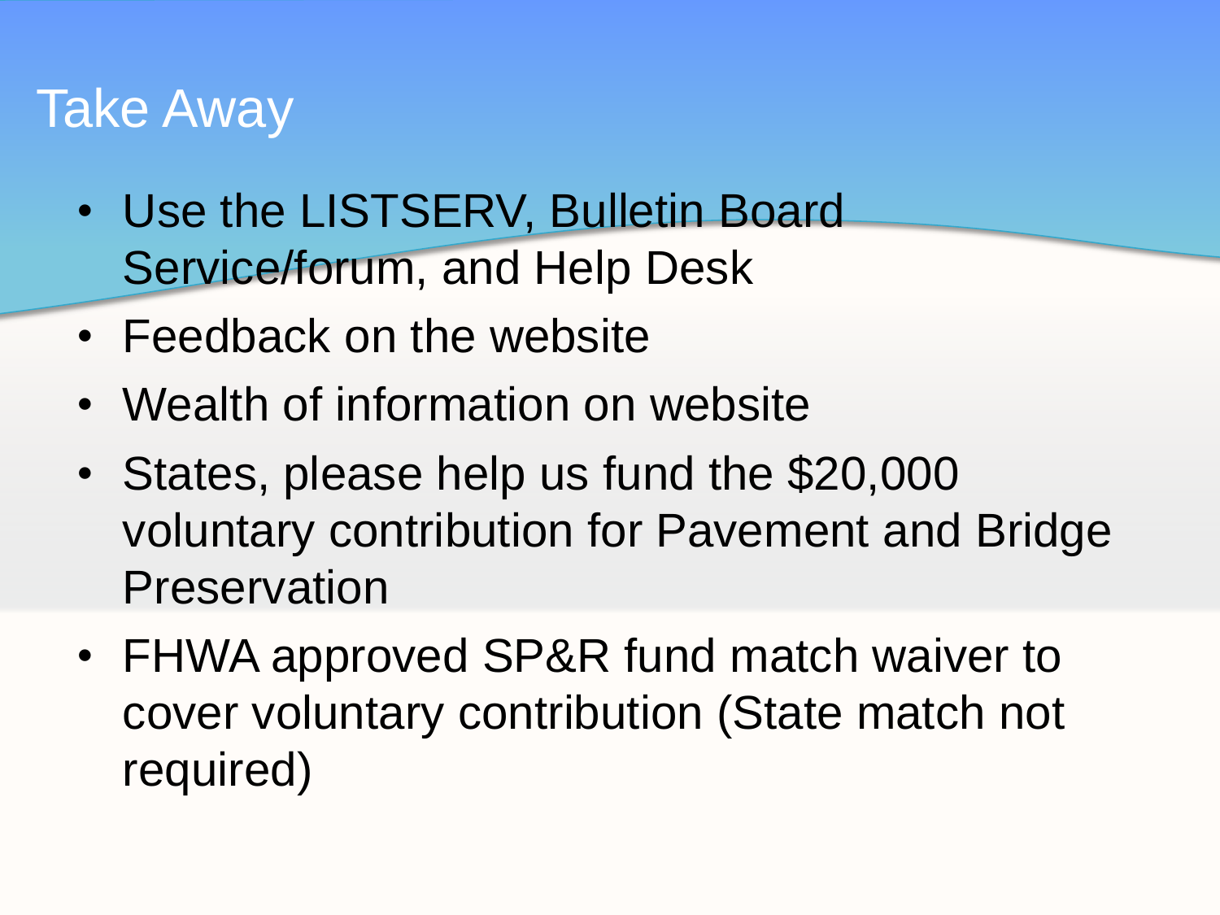# Take Away

- Use the LISTSERV, Bulletin Board Service/forum, and Help Desk
- Feedback on the website
- Wealth of information on website
- States, please help us fund the $20,000 voluntary contribution for Pavement and Bridge Preservation
- FHWA approved SP&R fund match waiver to cover voluntary contribution (State match not required)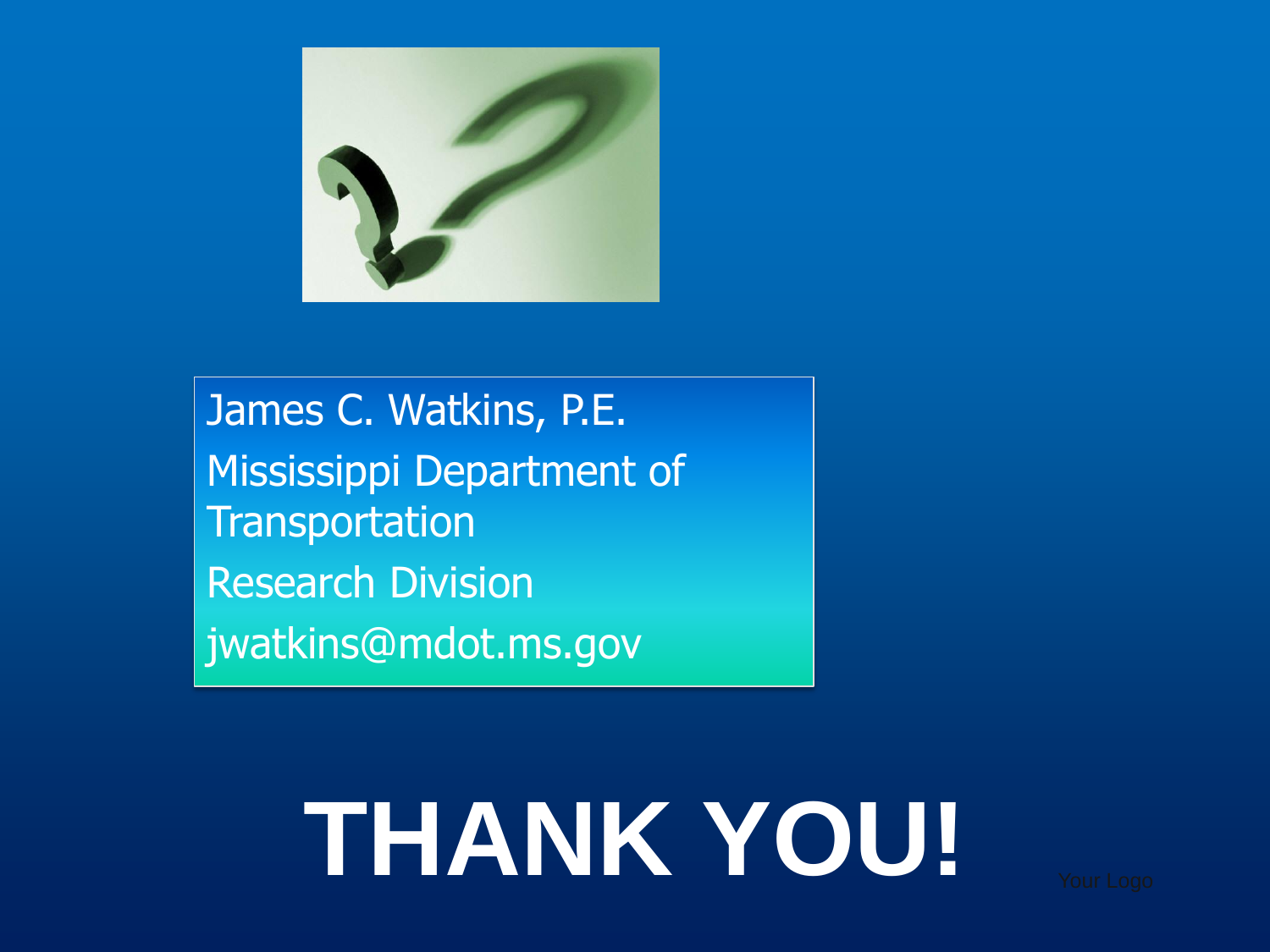James C. Watkins, P.E.

Mississippi Department of Transportation

Research Division

jwatkins@mdot.ms.gov

# THANK YOU!

Your Logo